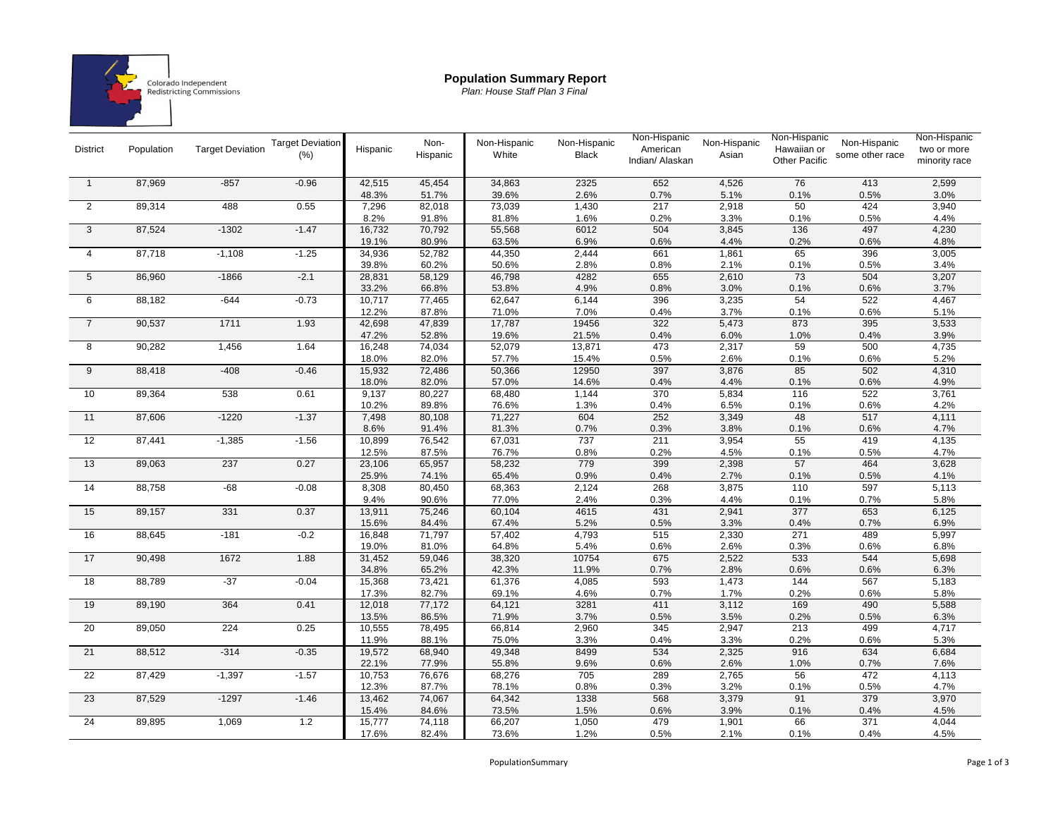Colorado Independent Redistricting Commissions

# Population Summary Report

*Plan: House Staff Plan 3 Final*

| District | Population | Target Deviation | Target Deviation (%) | Hispanic | Non-Hispanic | Non-Hispanic White | Non-Hispanic Black | Non-Hispanic American Indian/ Alaskan | Non-Hispanic Asian | Non-Hispanic Hawaiian or Other Pacific | Non-Hispanic some other race | Non-Hispanic two or more minority race |
|---|---|---|---|---|---|---|---|---|---|---|---|---|
| 1 | 87,969 | -857 | -0.96 | 42,515 | 45,454 | 34,863 | 2325 | 652 | 4,526 | 76 | 413 | 2,599 |
| | | | | 48.3% | 51.7% | 39.6% | 2.6% | 0.7% | 5.1% | 0.1% | 0.5% | 3.0% |
| 2 | 89,314 | 488 | 0.55 | 7,296 | 82,018 | 73,039 | 1,430 | 217 | 2,918 | 50 | 424 | 3,940 |
| | | | | 8.2% | 91.8% | 81.8% | 1.6% | 0.2% | 3.3% | 0.1% | 0.5% | 4.4% |
| 3 | 87,524 | -1302 | -1.47 | 16,732 | 70,792 | 55,568 | 6012 | 504 | 3,845 | 136 | 497 | 4,230 |
| | | | | 19.1% | 80.9% | 63.5% | 6.9% | 0.6% | 4.4% | 0.2% | 0.6% | 4.8% |
| 4 | 87,718 | -1,108 | -1.25 | 34,936 | 52,782 | 44,350 | 2,444 | 661 | 1,861 | 65 | 396 | 3,005 |
| | | | | 39.8% | 60.2% | 50.6% | 2.8% | 0.8% | 2.1% | 0.1% | 0.5% | 3.4% |
| 5 | 86,960 | -1866 | -2.1 | 28,831 | 58,129 | 46,798 | 4282 | 655 | 2,610 | 73 | 504 | 3,207 |
| | | | | 33.2% | 66.8% | 53.8% | 4.9% | 0.8% | 3.0% | 0.1% | 0.6% | 3.7% |
| 6 | 88,182 | -644 | -0.73 | 10,717 | 77,465 | 62,647 | 6,144 | 396 | 3,235 | 54 | 522 | 4,467 |
| | | | | 12.2% | 87.8% | 71.0% | 7.0% | 0.4% | 3.7% | 0.1% | 0.6% | 5.1% |
| 7 | 90,537 | 1711 | 1.93 | 42,698 | 47,839 | 17,787 | 19456 | 322 | 5,473 | 873 | 395 | 3,533 |
| | | | | 47.2% | 52.8% | 19.6% | 21.5% | 0.4% | 6.0% | 1.0% | 0.4% | 3.9% |
| 8 | 90,282 | 1,456 | 1.64 | 16,248 | 74,034 | 52,079 | 13,871 | 473 | 2,317 | 59 | 500 | 4,735 |
| | | | | 18.0% | 82.0% | 57.7% | 15.4% | 0.5% | 2.6% | 0.1% | 0.6% | 5.2% |
| 9 | 88,418 | -408 | -0.46 | 15,932 | 72,486 | 50,366 | 12950 | 397 | 3,876 | 85 | 502 | 4,310 |
| | | | | 18.0% | 82.0% | 57.0% | 14.6% | 0.4% | 4.4% | 0.1% | 0.6% | 4.9% |
| 10 | 89,364 | 538 | 0.61 | 9,137 | 80,227 | 68,480 | 1,144 | 370 | 5,834 | 116 | 522 | 3,761 |
| | | | | 10.2% | 89.8% | 76.6% | 1.3% | 0.4% | 6.5% | 0.1% | 0.6% | 4.2% |
| 11 | 87,606 | -1220 | -1.37 | 7,498 | 80,108 | 71,227 | 604 | 252 | 3,349 | 48 | 517 | 4,111 |
| | | | | 8.6% | 91.4% | 81.3% | 0.7% | 0.3% | 3.8% | 0.1% | 0.6% | 4.7% |
| 12 | 87,441 | -1,385 | -1.56 | 10,899 | 76,542 | 67,031 | 737 | 211 | 3,954 | 55 | 419 | 4,135 |
| | | | | 12.5% | 87.5% | 76.7% | 0.8% | 0.2% | 4.5% | 0.1% | 0.5% | 4.7% |
| 13 | 89,063 | 237 | 0.27 | 23,106 | 65,957 | 58,232 | 779 | 399 | 2,398 | 57 | 464 | 3,628 |
| | | | | 25.9% | 74.1% | 65.4% | 0.9% | 0.4% | 2.7% | 0.1% | 0.5% | 4.1% |
| 14 | 88,758 | -68 | -0.08 | 8,308 | 80,450 | 68,363 | 2,124 | 268 | 3,875 | 110 | 597 | 5,113 |
| | | | | 9.4% | 90.6% | 77.0% | 2.4% | 0.3% | 4.4% | 0.1% | 0.7% | 5.8% |
| 15 | 89,157 | 331 | 0.37 | 13,911 | 75,246 | 60,104 | 4615 | 431 | 2,941 | 377 | 653 | 6,125 |
| | | | | 15.6% | 84.4% | 67.4% | 5.2% | 0.5% | 3.3% | 0.4% | 0.7% | 6.9% |
| 16 | 88,645 | -181 | -0.2 | 16,848 | 71,797 | 57,402 | 4,793 | 515 | 2,330 | 271 | 489 | 5,997 |
| | | | | 19.0% | 81.0% | 64.8% | 5.4% | 0.6% | 2.6% | 0.3% | 0.6% | 6.8% |
| 17 | 90,498 | 1672 | 1.88 | 31,452 | 59,046 | 38,320 | 10754 | 675 | 2,522 | 533 | 544 | 5,698 |
| | | | | 34.8% | 65.2% | 42.3% | 11.9% | 0.7% | 2.8% | 0.6% | 0.6% | 6.3% |
| 18 | 88,789 | -37 | -0.04 | 15,368 | 73,421 | 61,376 | 4,085 | 593 | 1,473 | 144 | 567 | 5,183 |
| | | | | 17.3% | 82.7% | 69.1% | 4.6% | 0.7% | 1.7% | 0.2% | 0.6% | 5.8% |
| 19 | 89,190 | 364 | 0.41 | 12,018 | 77,172 | 64,121 | 3281 | 411 | 3,112 | 169 | 490 | 5,588 |
| | | | | 13.5% | 86.5% | 71.9% | 3.7% | 0.5% | 3.5% | 0.2% | 0.5% | 6.3% |
| 20 | 89,050 | 224 | 0.25 | 10,555 | 78,495 | 66,814 | 2,960 | 345 | 2,947 | 213 | 499 | 4,717 |
| | | | | 11.9% | 88.1% | 75.0% | 3.3% | 0.4% | 3.3% | 0.2% | 0.6% | 5.3% |
| 21 | 88,512 | -314 | -0.35 | 19,572 | 68,940 | 49,348 | 8499 | 534 | 2,325 | 916 | 634 | 6,684 |
| | | | | 22.1% | 77.9% | 55.8% | 9.6% | 0.6% | 2.6% | 1.0% | 0.7% | 7.6% |
| 22 | 87,429 | -1,397 | -1.57 | 10,753 | 76,676 | 68,276 | 705 | 289 | 2,765 | 56 | 472 | 4,113 |
| | | | | 12.3% | 87.7% | 78.1% | 0.8% | 0.3% | 3.2% | 0.1% | 0.5% | 4.7% |
| 23 | 87,529 | -1297 | -1.46 | 13,462 | 74,067 | 64,342 | 1338 | 568 | 3,379 | 91 | 379 | 3,970 |
| | | | | 15.4% | 84.6% | 73.5% | 1.5% | 0.6% | 3.9% | 0.1% | 0.4% | 4.5% |
| 24 | 89,895 | 1,069 | 1.2 | 15,777 | 74,118 | 66,207 | 1,050 | 479 | 1,901 | 66 | 371 | 4,044 |
| | | | | 17.6% | 82.4% | 73.6% | 1.2% | 0.5% | 2.1% | 0.1% | 0.4% | 4.5% |

PopulationSummary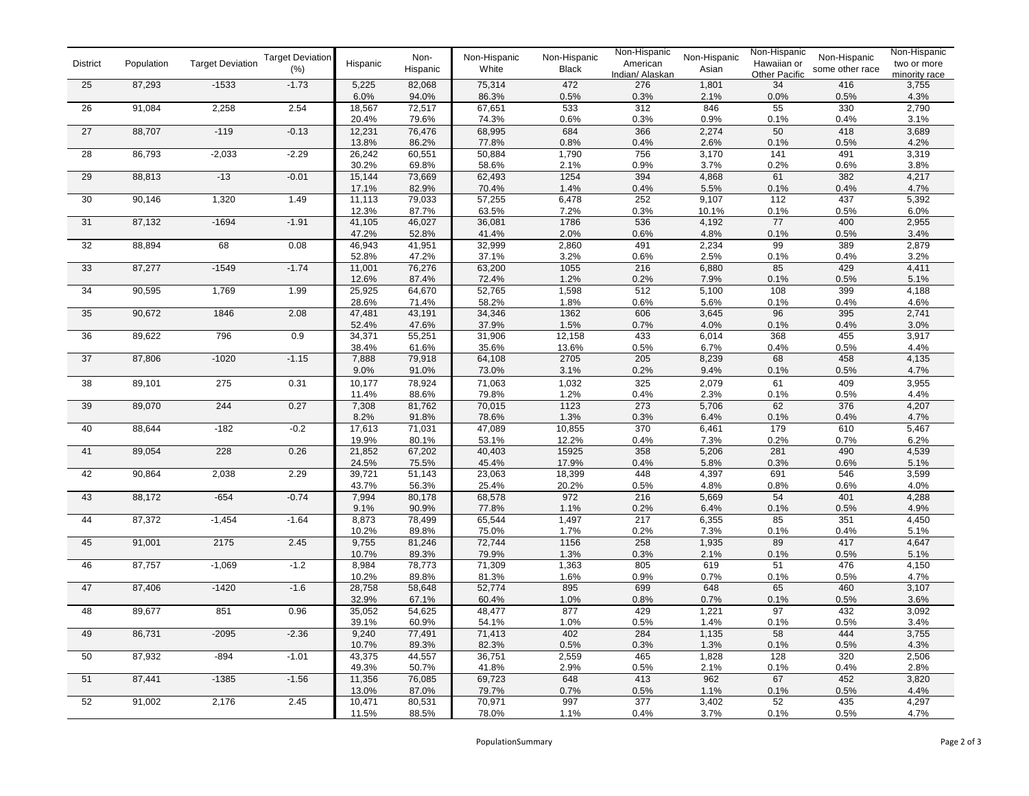| District | Population | Target Deviation | Target Deviation (%) | Hispanic | Non-Hispanic | Non-Hispanic White | Non-Hispanic Black | Non-Hispanic American Indian/ Alaskan | Non-Hispanic Asian | Non-Hispanic Hawaiian or Other Pacific | Non-Hispanic some other race | Non-Hispanic two or more minority race |
|---|---|---|---|---|---|---|---|---|---|---|---|---|
| 25 | 87,293 | -1533 | -1.73 | 5,225 | 82,068 | 75,314 | 472 | 276 | 1,801 | 34 | 416 | 3,755 |
| | | | | 6.0% | 94.0% | 86.3% | 0.5% | 0.3% | 2.1% | 0.0% | 0.5% | 4.3% |
| 26 | 91,084 | 2,258 | 2.54 | 18,567 | 72,517 | 67,651 | 533 | 312 | 846 | 55 | 330 | 2,790 |
| | | | | 20.4% | 79.6% | 74.3% | 0.6% | 0.3% | 0.9% | 0.1% | 0.4% | 3.1% |
| 27 | 88,707 | -119 | -0.13 | 12,231 | 76,476 | 68,995 | 684 | 366 | 2,274 | 50 | 418 | 3,689 |
| | | | | 13.8% | 86.2% | 77.8% | 0.8% | 0.4% | 2.6% | 0.1% | 0.5% | 4.2% |
| 28 | 86,793 | -2,033 | -2.29 | 26,242 | 60,551 | 50,884 | 1,790 | 756 | 3,170 | 141 | 491 | 3,319 |
| | | | | 30.2% | 69.8% | 58.6% | 2.1% | 0.9% | 3.7% | 0.2% | 0.6% | 3.8% |
| 29 | 88,813 | -13 | -0.01 | 15,144 | 73,669 | 62,493 | 1254 | 394 | 4,868 | 61 | 382 | 4,217 |
| | | | | 17.1% | 82.9% | 70.4% | 1.4% | 0.4% | 5.5% | 0.1% | 0.4% | 4.7% |
| 30 | 90,146 | 1,320 | 1.49 | 11,113 | 79,033 | 57,255 | 6,478 | 252 | 9,107 | 112 | 437 | 5,392 |
| | | | | 12.3% | 87.7% | 63.5% | 7.2% | 0.3% | 10.1% | 0.1% | 0.5% | 6.0% |
| 31 | 87,132 | -1694 | -1.91 | 41,105 | 46,027 | 36,081 | 1786 | 536 | 4,192 | 77 | 400 | 2,955 |
| | | | | 47.2% | 52.8% | 41.4% | 2.0% | 0.6% | 4.8% | 0.1% | 0.5% | 3.4% |
| 32 | 88,894 | 68 | 0.08 | 46,943 | 41,951 | 32,999 | 2,860 | 491 | 2,234 | 99 | 389 | 2,879 |
| | | | | 52.8% | 47.2% | 37.1% | 3.2% | 0.6% | 2.5% | 0.1% | 0.4% | 3.2% |
| 33 | 87,277 | -1549 | -1.74 | 11,001 | 76,276 | 63,200 | 1055 | 216 | 6,880 | 85 | 429 | 4,411 |
| | | | | 12.6% | 87.4% | 72.4% | 1.2% | 0.2% | 7.9% | 0.1% | 0.5% | 5.1% |
| 34 | 90,595 | 1,769 | 1.99 | 25,925 | 64,670 | 52,765 | 1,598 | 512 | 5,100 | 108 | 399 | 4,188 |
| | | | | 28.6% | 71.4% | 58.2% | 1.8% | 0.6% | 5.6% | 0.1% | 0.4% | 4.6% |
| 35 | 90,672 | 1846 | 2.08 | 47,481 | 43,191 | 34,346 | 1362 | 606 | 3,645 | 96 | 395 | 2,741 |
| | | | | 52.4% | 47.6% | 37.9% | 1.5% | 0.7% | 4.0% | 0.1% | 0.4% | 3.0% |
| 36 | 89,622 | 796 | 0.9 | 34,371 | 55,251 | 31,906 | 12,158 | 433 | 6,014 | 368 | 455 | 3,917 |
| | | | | 38.4% | 61.6% | 35.6% | 13.6% | 0.5% | 6.7% | 0.4% | 0.5% | 4.4% |
| 37 | 87,806 | -1020 | -1.15 | 7,888 | 79,918 | 64,108 | 2705 | 205 | 8,239 | 68 | 458 | 4,135 |
| | | | | 9.0% | 91.0% | 73.0% | 3.1% | 0.2% | 9.4% | 0.1% | 0.5% | 4.7% |
| 38 | 89,101 | 275 | 0.31 | 10,177 | 78,924 | 71,063 | 1,032 | 325 | 2,079 | 61 | 409 | 3,955 |
| | | | | 11.4% | 88.6% | 79.8% | 1.2% | 0.4% | 2.3% | 0.1% | 0.5% | 4.4% |
| 39 | 89,070 | 244 | 0.27 | 7,308 | 81,762 | 70,015 | 1123 | 273 | 5,706 | 62 | 376 | 4,207 |
| | | | | 8.2% | 91.8% | 78.6% | 1.3% | 0.3% | 6.4% | 0.1% | 0.4% | 4.7% |
| 40 | 88,644 | -182 | -0.2 | 17,613 | 71,031 | 47,089 | 10,855 | 370 | 6,461 | 179 | 610 | 5,467 |
| | | | | 19.9% | 80.1% | 53.1% | 12.2% | 0.4% | 7.3% | 0.2% | 0.7% | 6.2% |
| 41 | 89,054 | 228 | 0.26 | 21,852 | 67,202 | 40,403 | 15925 | 358 | 5,206 | 281 | 490 | 4,539 |
| | | | | 24.5% | 75.5% | 45.4% | 17.9% | 0.4% | 5.8% | 0.3% | 0.6% | 5.1% |
| 42 | 90,864 | 2,038 | 2.29 | 39,721 | 51,143 | 23,063 | 18,399 | 448 | 4,397 | 691 | 546 | 3,599 |
| | | | | 43.7% | 56.3% | 25.4% | 20.2% | 0.5% | 4.8% | 0.8% | 0.6% | 4.0% |
| 43 | 88,172 | -654 | -0.74 | 7,994 | 80,178 | 68,578 | 972 | 216 | 5,669 | 54 | 401 | 4,288 |
| | | | | 9.1% | 90.9% | 77.8% | 1.1% | 0.2% | 6.4% | 0.1% | 0.5% | 4.9% |
| 44 | 87,372 | -1,454 | -1.64 | 8,873 | 78,499 | 65,544 | 1,497 | 217 | 6,355 | 85 | 351 | 4,450 |
| | | | | 10.2% | 89.8% | 75.0% | 1.7% | 0.2% | 7.3% | 0.1% | 0.4% | 5.1% |
| 45 | 91,001 | 2175 | 2.45 | 9,755 | 81,246 | 72,744 | 1156 | 258 | 1,935 | 89 | 417 | 4,647 |
| | | | | 10.7% | 89.3% | 79.9% | 1.3% | 0.3% | 2.1% | 0.1% | 0.5% | 5.1% |
| 46 | 87,757 | -1,069 | -1.2 | 8,984 | 78,773 | 71,309 | 1,363 | 805 | 619 | 51 | 476 | 4,150 |
| | | | | 10.2% | 89.8% | 81.3% | 1.6% | 0.9% | 0.7% | 0.1% | 0.5% | 4.7% |
| 47 | 87,406 | -1420 | -1.6 | 28,758 | 58,648 | 52,774 | 895 | 699 | 648 | 65 | 460 | 3,107 |
| | | | | 32.9% | 67.1% | 60.4% | 1.0% | 0.8% | 0.7% | 0.1% | 0.5% | 3.6% |
| 48 | 89,677 | 851 | 0.96 | 35,052 | 54,625 | 48,477 | 877 | 429 | 1,221 | 97 | 432 | 3,092 |
| | | | | 39.1% | 60.9% | 54.1% | 1.0% | 0.5% | 1.4% | 0.1% | 0.5% | 3.4% |
| 49 | 86,731 | -2095 | -2.36 | 9,240 | 77,491 | 71,413 | 402 | 284 | 1,135 | 58 | 444 | 3,755 |
| | | | | 10.7% | 89.3% | 82.3% | 0.5% | 0.3% | 1.3% | 0.1% | 0.5% | 4.3% |
| 50 | 87,932 | -894 | -1.01 | 43,375 | 44,557 | 36,751 | 2,559 | 465 | 1,828 | 128 | 320 | 2,506 |
| | | | | 49.3% | 50.7% | 41.8% | 2.9% | 0.5% | 2.1% | 0.1% | 0.4% | 2.8% |
| 51 | 87,441 | -1385 | -1.56 | 11,356 | 76,085 | 69,723 | 648 | 413 | 962 | 67 | 452 | 3,820 |
| | | | | 13.0% | 87.0% | 79.7% | 0.7% | 0.5% | 1.1% | 0.1% | 0.5% | 4.4% |
| 52 | 91,002 | 2,176 | 2.45 | 10,471 | 80,531 | 70,971 | 997 | 377 | 3,402 | 52 | 435 | 4,297 |
| | | | | 11.5% | 88.5% | 78.0% | 1.1% | 0.4% | 3.7% | 0.1% | 0.5% | 4.7% |

PopulationSummary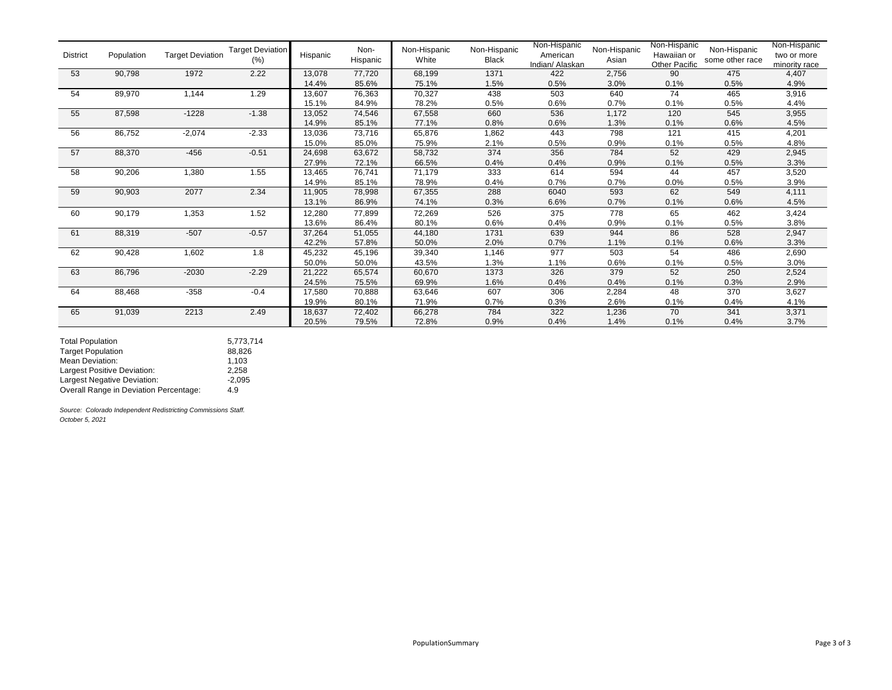| District | Population | Target Deviation | Target Deviation (%) | Hispanic | Non-Hispanic | Non-Hispanic White | Non-Hispanic Black | Non-Hispanic American Indian/ Alaskan | Non-Hispanic Asian | Non-Hispanic Hawaiian or Other Pacific | Non-Hispanic some other race | Non-Hispanic two or more minority race |
|---|---|---|---|---|---|---|---|---|---|---|---|---|
| 53 | 90,798 | 1972 | 2.22 | 13,078 | 77,720 | 68,199 | 1371 | 422 | 2,756 | 90 | 475 | 4,407 |
| | | | | 14.4% | 85.6% | 75.1% | 1.5% | 0.5% | 3.0% | 0.1% | 0.5% | 4.9% |
| 54 | 89,970 | 1,144 | 1.29 | 13,607 | 76,363 | 70,327 | 438 | 503 | 640 | 74 | 465 | 3,916 |
| | | | | 15.1% | 84.9% | 78.2% | 0.5% | 0.6% | 0.7% | 0.1% | 0.5% | 4.4% |
| 55 | 87,598 | -1228 | -1.38 | 13,052 | 74,546 | 67,558 | 660 | 536 | 1,172 | 120 | 545 | 3,955 |
| | | | | 14.9% | 85.1% | 77.1% | 0.8% | 0.6% | 1.3% | 0.1% | 0.6% | 4.5% |
| 56 | 86,752 | -2,074 | -2.33 | 13,036 | 73,716 | 65,876 | 1,862 | 443 | 798 | 121 | 415 | 4,201 |
| | | | | 15.0% | 85.0% | 75.9% | 2.1% | 0.5% | 0.9% | 0.1% | 0.5% | 4.8% |
| 57 | 88,370 | -456 | -0.51 | 24,698 | 63,672 | 58,732 | 374 | 356 | 784 | 52 | 429 | 2,945 |
| | | | | 27.9% | 72.1% | 66.5% | 0.4% | 0.4% | 0.9% | 0.1% | 0.5% | 3.3% |
| 58 | 90,206 | 1,380 | 1.55 | 13,465 | 76,741 | 71,179 | 333 | 614 | 594 | 44 | 457 | 3,520 |
| | | | | 14.9% | 85.1% | 78.9% | 0.4% | 0.7% | 0.7% | 0.0% | 0.5% | 3.9% |
| 59 | 90,903 | 2077 | 2.34 | 11,905 | 78,998 | 67,355 | 288 | 6040 | 593 | 62 | 549 | 4,111 |
| | | | | 13.1% | 86.9% | 74.1% | 0.3% | 6.6% | 0.7% | 0.1% | 0.6% | 4.5% |
| 60 | 90,179 | 1,353 | 1.52 | 12,280 | 77,899 | 72,269 | 526 | 375 | 778 | 65 | 462 | 3,424 |
| | | | | 13.6% | 86.4% | 80.1% | 0.6% | 0.4% | 0.9% | 0.1% | 0.5% | 3.8% |
| 61 | 88,319 | -507 | -0.57 | 37,264 | 51,055 | 44,180 | 1731 | 639 | 944 | 86 | 528 | 2,947 |
| | | | | 42.2% | 57.8% | 50.0% | 2.0% | 0.7% | 1.1% | 0.1% | 0.6% | 3.3% |
| 62 | 90,428 | 1,602 | 1.8 | 45,232 | 45,196 | 39,340 | 1,146 | 977 | 503 | 54 | 486 | 2,690 |
| | | | | 50.0% | 50.0% | 43.5% | 1.3% | 1.1% | 0.6% | 0.1% | 0.5% | 3.0% |
| 63 | 86,796 | -2030 | -2.29 | 21,222 | 65,574 | 60,670 | 1373 | 326 | 379 | 52 | 250 | 2,524 |
| | | | | 24.5% | 75.5% | 69.9% | 1.6% | 0.4% | 0.4% | 0.1% | 0.3% | 2.9% |
| 64 | 88,468 | -358 | -0.4 | 17,580 | 70,888 | 63,646 | 607 | 306 | 2,284 | 48 | 370 | 3,627 |
| | | | | 19.9% | 80.1% | 71.9% | 0.7% | 0.3% | 2.6% | 0.1% | 0.4% | 4.1% |
| 65 | 91,039 | 2213 | 2.49 | 18,637 | 72,402 | 66,278 | 784 | 322 | 1,236 | 70 | 341 | 3,371 |
| | | | | 20.5% | 79.5% | 72.8% | 0.9% | 0.4% | 1.4% | 0.1% | 0.4% | 3.7% |

| | |
|---|---|
| Total Population | 5,773,714 |
| Target Population | 88,826 |
| Mean Deviation: | 1,103 |
| Largest Positive Deviation: | 2,258 |
| Largest Negative Deviation: | -2,095 |
| Overall Range in Deviation Percentage: | 4.9 |

*Source: Colorado Independent Redistricting Commissions Staff.*
*October 5, 2021*